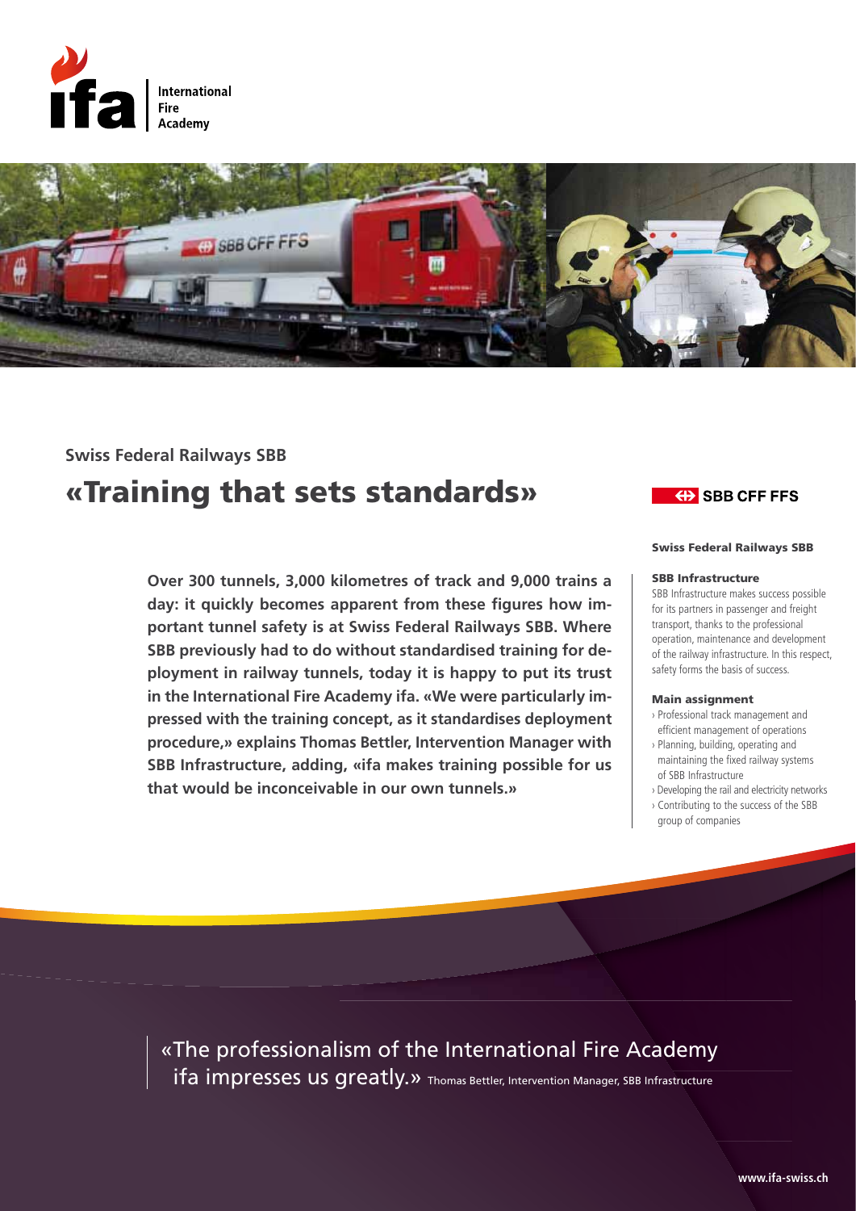International Fire Academy

## Swiss Federal Railways SBB

# «Training that sets standards»

**Over 300 tunnels, 3,000 kilometres of track and 9,000 trains a day: it quickly becomes apparent from these figures how important tunnel safety is at Swiss Federal Railways SBB. Where SBB previously had to do without standardised training for deployment in railway tunnels, today it is happy to put its trust in the International Fire Academy ifa. «We were particularly impressed with the training concept, as it standardises deployment procedure,» explains Thomas Bettler, Intervention Manager with SBB Infrastructure, adding, «ifa makes training possible for us that would be inconceivable in our own tunnels.»**

SBB CFF FFS

**Swiss Federal Railways SBB**

**SBB Infrastructure**

SBB Infrastructure makes success possible for its partners in passenger and freight transport, thanks to the professional operation, maintenance and development of the railway infrastructure. In this respect, safety forms the basis of success.

**Main assignment**

› Professional track management and efficient management of operations
› Planning, building, operating and maintaining the fixed railway systems of SBB Infrastructure
› Developing the rail and electricity networks
› Contributing to the success of the SBB group of companies

«The professionalism of the International Fire Academy ifa impresses us greatly.» Thomas Bettler, Intervention Manager, SBB Infrastructure

www.ifa-swiss.ch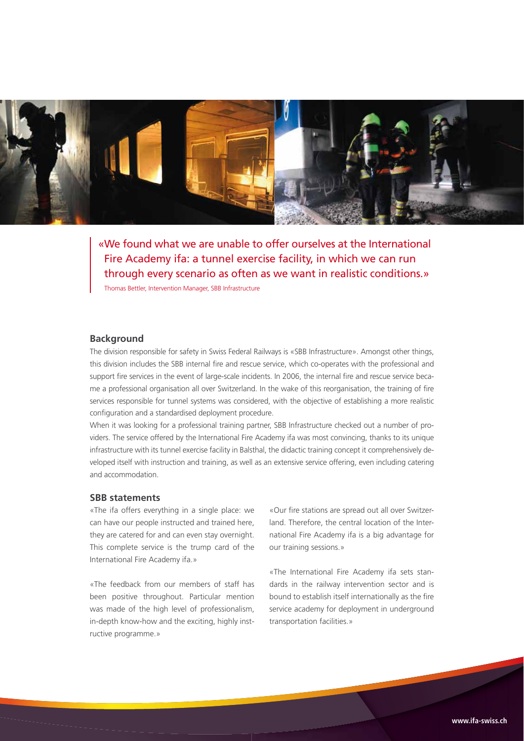«We found what we are unable to offer ourselves at the International Fire Academy ifa: a tunnel exercise facility, in which we can run through every scenario as often as we want in realistic conditions.»

Thomas Bettler, Intervention Manager, SBB Infrastructure

## Background

The division responsible for safety in Swiss Federal Railways is «SBB Infrastructure». Amongst other things, this division includes the SBB internal fire and rescue service, which co-operates with the professional and support fire services in the event of large-scale incidents. In 2006, the internal fire and rescue service became a professional organisation all over Switzerland. In the wake of this reorganisation, the training of fire services responsible for tunnel systems was considered, with the objective of establishing a more realistic configuration and a standardised deployment procedure.

When it was looking for a professional training partner, SBB Infrastructure checked out a number of providers. The service offered by the International Fire Academy ifa was most convincing, thanks to its unique infrastructure with its tunnel exercise facility in Balsthal, the didactic training concept it comprehensively developed itself with instruction and training, as well as an extensive service offering, even including catering and accommodation.

## SBB statements

«The ifa offers everything in a single place: we can have our people instructed and trained here, they are catered for and can even stay overnight. This complete service is the trump card of the International Fire Academy ifa.»

«The feedback from our members of staff has been positive throughout. Particular mention was made of the high level of professionalism, in-depth know-how and the exciting, highly instructive programme.»

«Our fire stations are spread out all over Switzerland. Therefore, the central location of the International Fire Academy ifa is a big advantage for our training sessions.»

«The International Fire Academy ifa sets standards in the railway intervention sector and is bound to establish itself internationally as the fire service academy for deployment in underground transportation facilities.»

www.ifa-swiss.ch